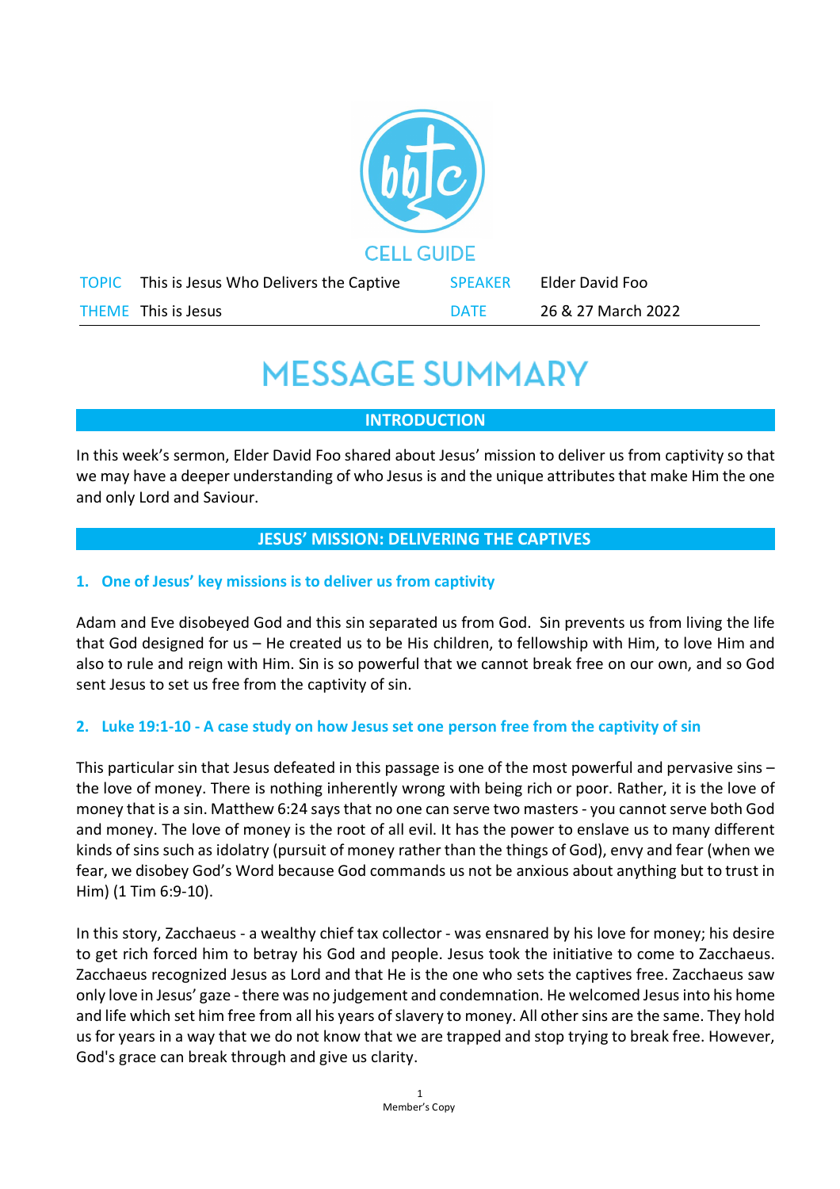CELL GUIDE

| | | | |
|---|---|---|---|
| TOPIC | This is Jesus Who Delivers the Captive | SPEAKER | Elder David Foo |
| THEME | This is Jesus | DATE | 26 & 27 March 2022 |

# MESSAGE SUMMARY

## INTRODUCTION

In this week's sermon, Elder David Foo shared about Jesus' mission to deliver us from captivity so that we may have a deeper understanding of who Jesus is and the unique attributes that make Him the one and only Lord and Saviour.

## JESUS' MISSION: DELIVERING THE CAPTIVES

### 1. One of Jesus' key missions is to deliver us from captivity

Adam and Eve disobeyed God and this sin separated us from God. Sin prevents us from living the life that God designed for us – He created us to be His children, to fellowship with Him, to love Him and also to rule and reign with Him. Sin is so powerful that we cannot break free on our own, and so God sent Jesus to set us free from the captivity of sin.

### 2. Luke 19:1-10 - A case study on how Jesus set one person free from the captivity of sin

This particular sin that Jesus defeated in this passage is one of the most powerful and pervasive sins – the love of money. There is nothing inherently wrong with being rich or poor. Rather, it is the love of money that is a sin. Matthew 6:24 says that no one can serve two masters - you cannot serve both God and money. The love of money is the root of all evil. It has the power to enslave us to many different kinds of sins such as idolatry (pursuit of money rather than the things of God), envy and fear (when we fear, we disobey God's Word because God commands us not be anxious about anything but to trust in Him) (1 Tim 6:9-10).

In this story, Zacchaeus - a wealthy chief tax collector - was ensnared by his love for money; his desire to get rich forced him to betray his God and people. Jesus took the initiative to come to Zacchaeus. Zacchaeus recognized Jesus as Lord and that He is the one who sets the captives free. Zacchaeus saw only love in Jesus' gaze - there was no judgement and condemnation. He welcomed Jesus into his home and life which set him free from all his years of slavery to money. All other sins are the same. They hold us for years in a way that we do not know that we are trapped and stop trying to break free. However, God's grace can break through and give us clarity.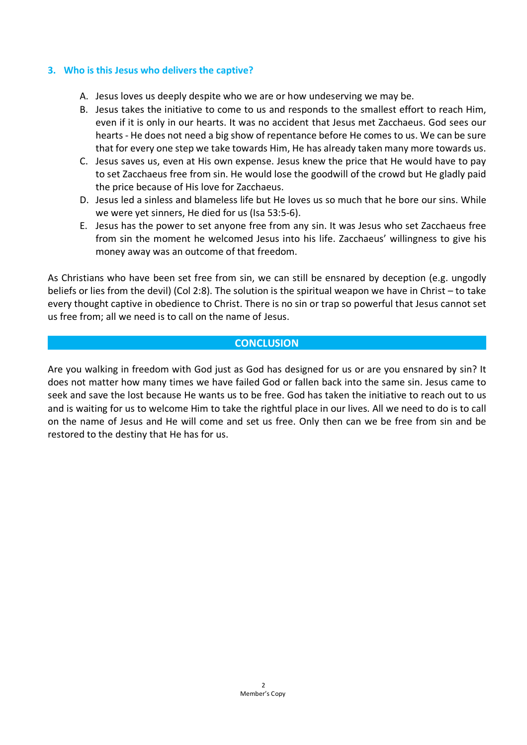### 3. Who is this Jesus who delivers the captive?

A. Jesus loves us deeply despite who we are or how undeserving we may be.

B. Jesus takes the initiative to come to us and responds to the smallest effort to reach Him, even if it is only in our hearts. It was no accident that Jesus met Zacchaeus. God sees our hearts - He does not need a big show of repentance before He comes to us. We can be sure that for every one step we take towards Him, He has already taken many more towards us.

C. Jesus saves us, even at His own expense. Jesus knew the price that He would have to pay to set Zacchaeus free from sin. He would lose the goodwill of the crowd but He gladly paid the price because of His love for Zacchaeus.

D. Jesus led a sinless and blameless life but He loves us so much that he bore our sins. While we were yet sinners, He died for us (Isa 53:5-6).

E. Jesus has the power to set anyone free from any sin. It was Jesus who set Zacchaeus free from sin the moment he welcomed Jesus into his life. Zacchaeus' willingness to give his money away was an outcome of that freedom.

As Christians who have been set free from sin, we can still be ensnared by deception (e.g. ungodly beliefs or lies from the devil) (Col 2:8). The solution is the spiritual weapon we have in Christ – to take every thought captive in obedience to Christ. There is no sin or trap so powerful that Jesus cannot set us free from; all we need is to call on the name of Jesus.

## CONCLUSION

Are you walking in freedom with God just as God has designed for us or are you ensnared by sin? It does not matter how many times we have failed God or fallen back into the same sin. Jesus came to seek and save the lost because He wants us to be free. God has taken the initiative to reach out to us and is waiting for us to welcome Him to take the rightful place in our lives. All we need to do is to call on the name of Jesus and He will come and set us free. Only then can we be free from sin and be restored to the destiny that He has for us.

Member's Copy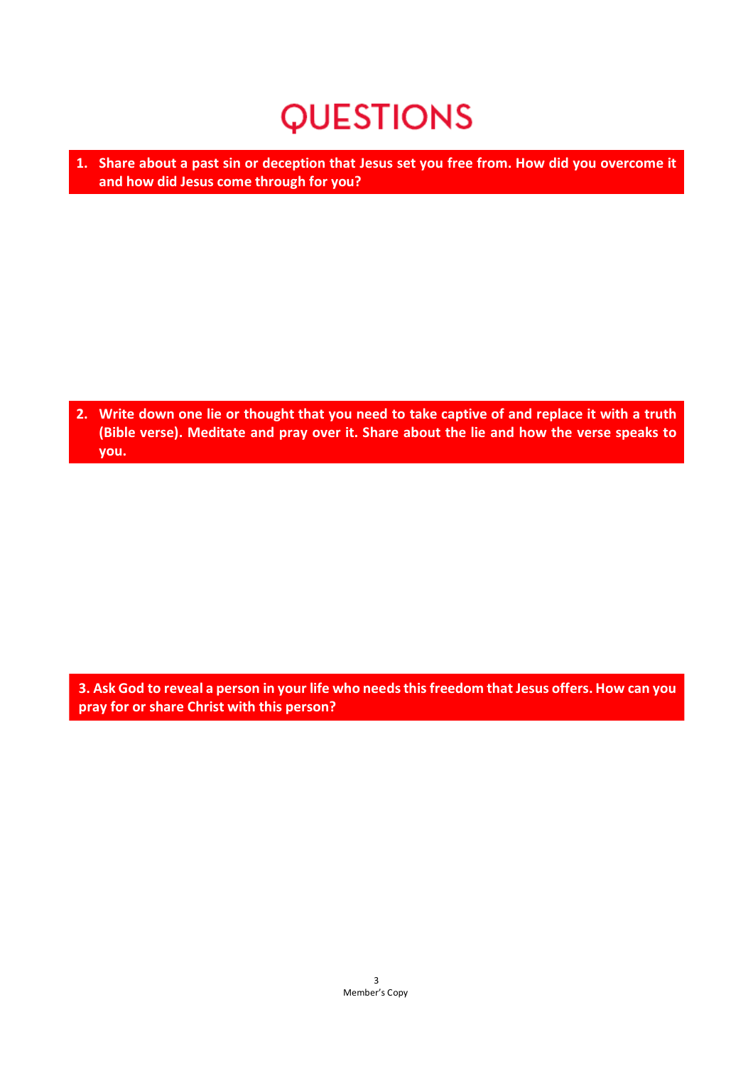# QUESTIONS

1. **Share about a past sin or deception that Jesus set you free from. How did you overcome it and how did Jesus come through for you?**

2. **Write down one lie or thought that you need to take captive of and replace it with a truth (Bible verse). Meditate and pray over it. Share about the lie and how the verse speaks to you.**

3. **Ask God to reveal a person in your life who needs this freedom that Jesus offers. How can you pray for or share Christ with this person?**

Member's Copy